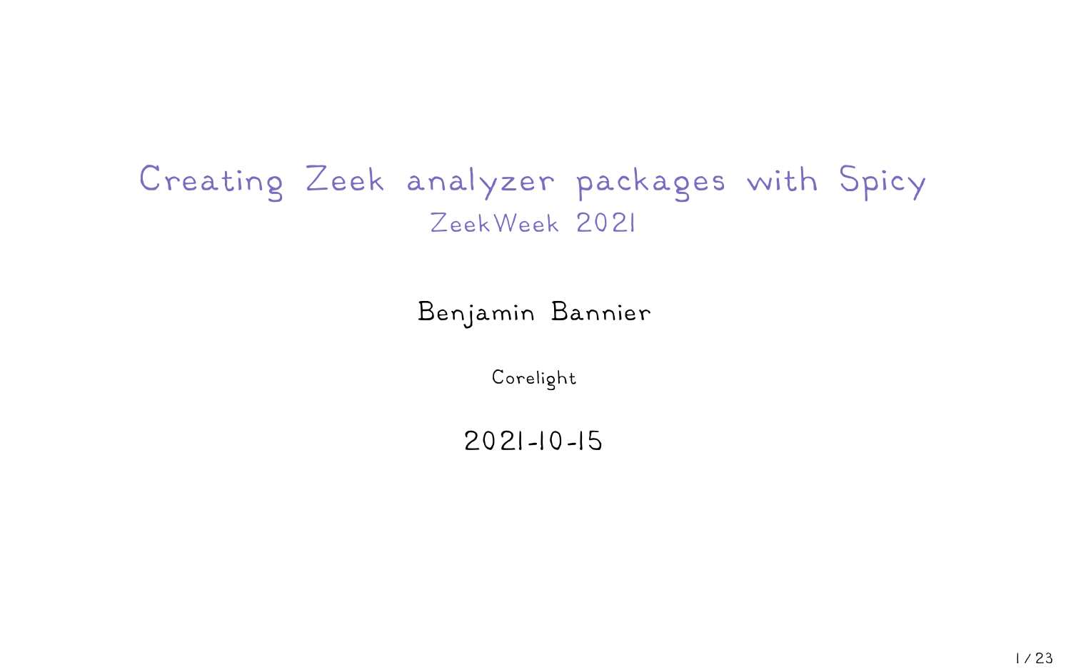# Creating Zeek analyzer packages with Spicy

## ZeekWeek 2021

Benjamin Bannier

Corelight

2021-10-15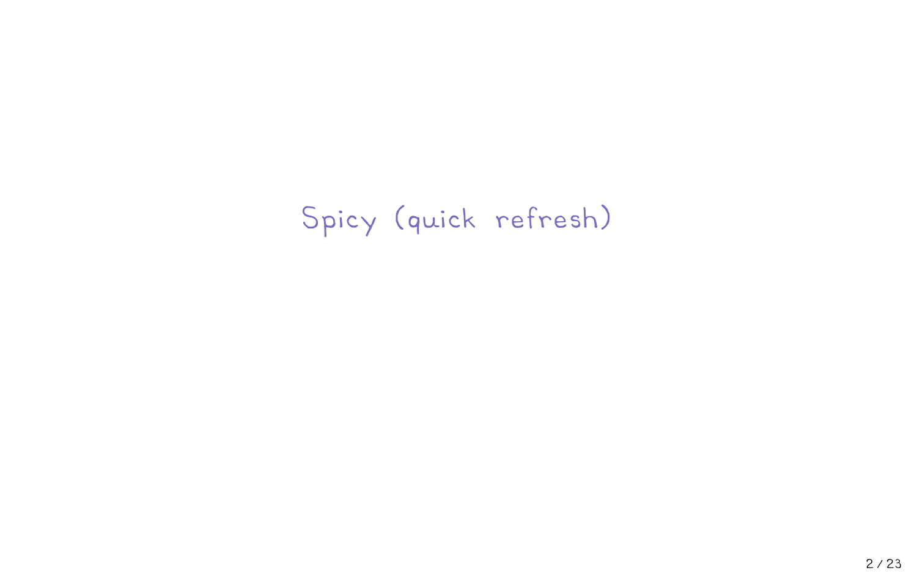# Spicy (quick refresh)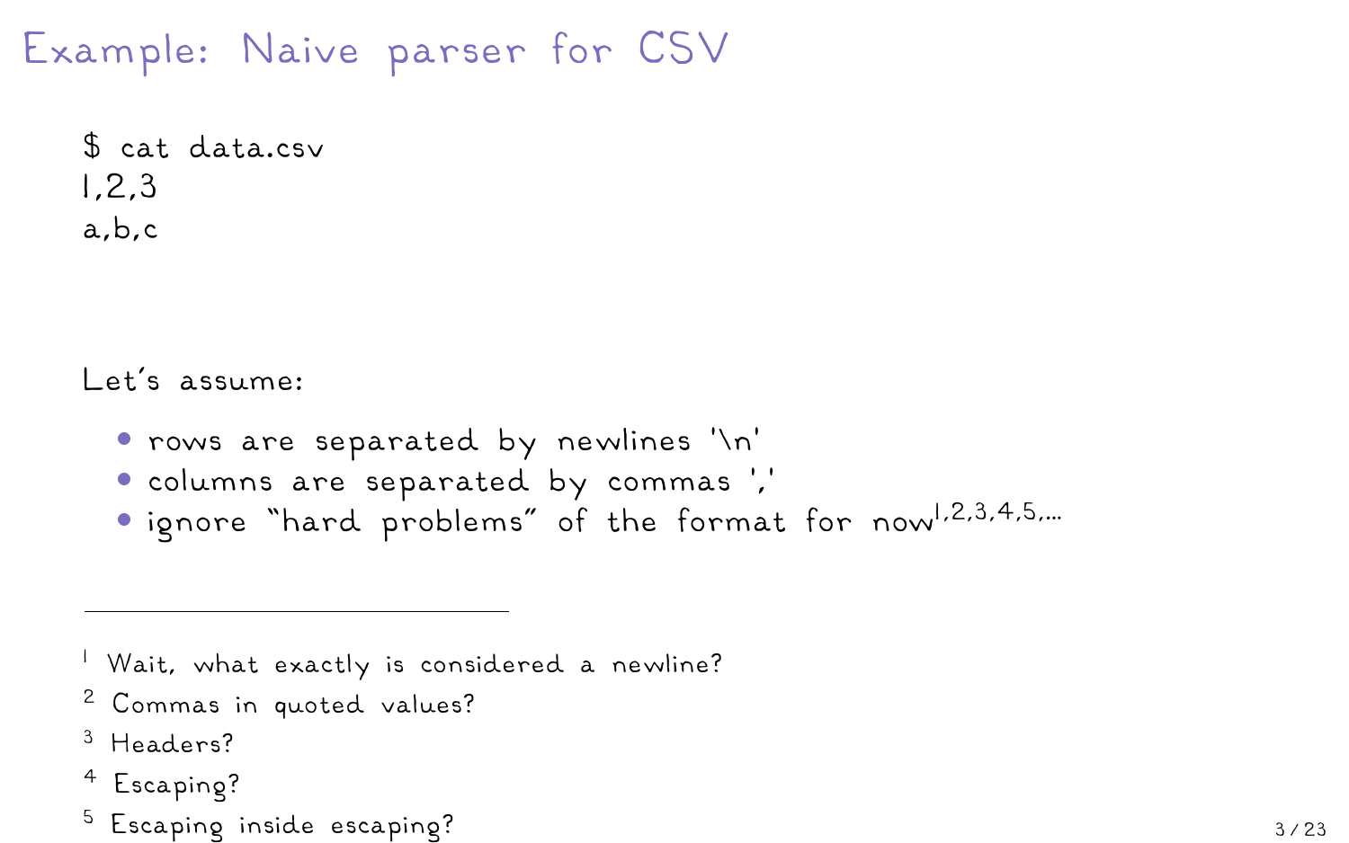# Example: Naive parser for CSV

```
$ cat data.csv
1,2,3
a,b,c
```

Let's assume:

- rows are separated by newlines '\n'
- columns are separated by commas ','
- ignore "hard problems" of the format for now[1,2,3,4,5,...]

---

[1] Wait, what exactly is considered a newline?

[2] Commas in quoted values?

[3] Headers?

[4] Escaping?

[5] Escaping inside escaping?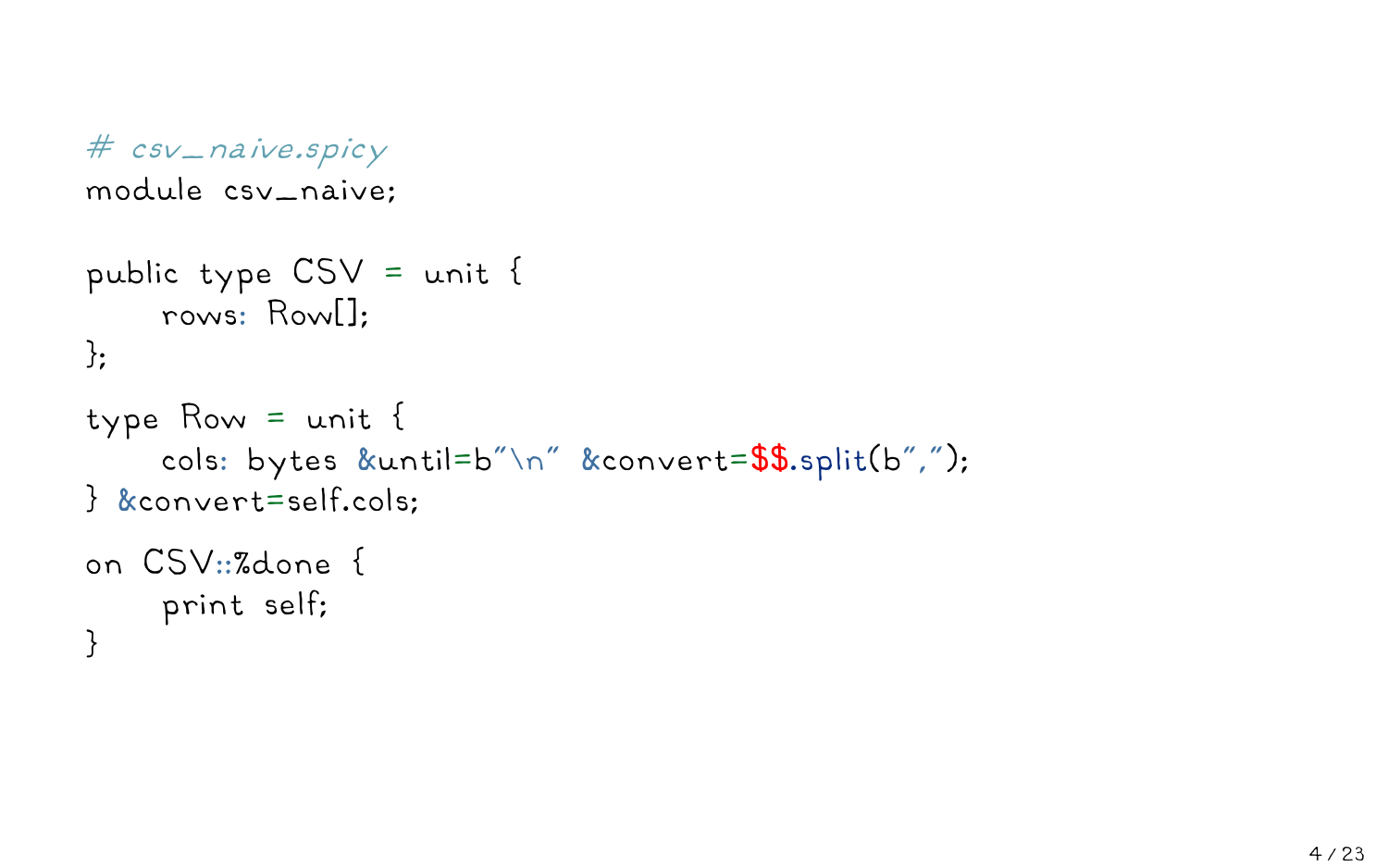```
# csv_naive.spicy
module csv_naive;

public type CSV = unit {
    rows: Row[];
};

type Row = unit {
    cols: bytes &until=b"\n" &convert=$$.split(b",");
} &convert=self.cols;

on CSV::%done {
    print self;
}
```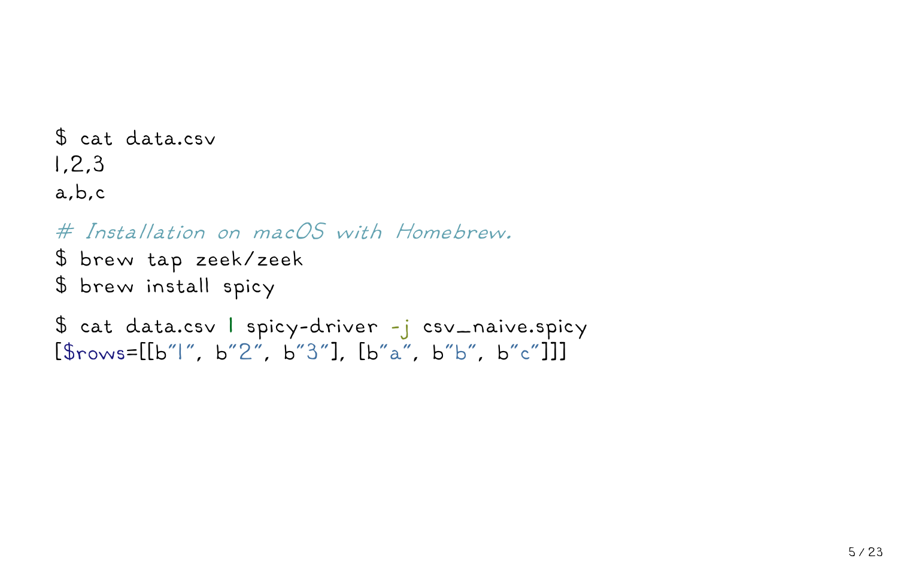```
$ cat data.csv
1,2,3
a,b,c

# Installation on macOS with Homebrew.
$ brew tap zeek/zeek
$ brew install spicy

$ cat data.csv | spicy-driver -j csv_naive.spicy
[$rows=[[b"1", b"2", b"3"], [b"a", b"b", b"c"]]]
```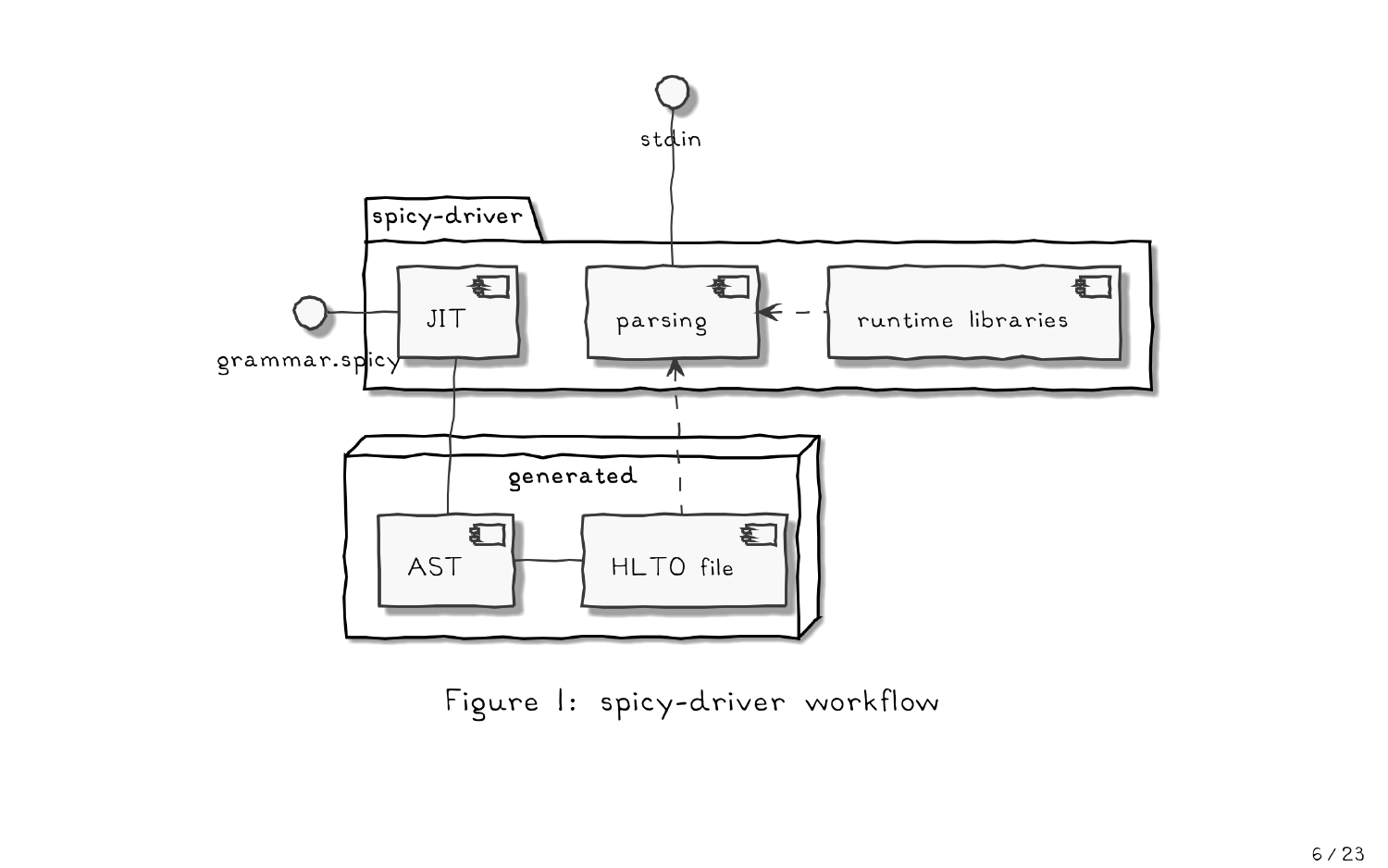Figure 1: spicy-driver workflow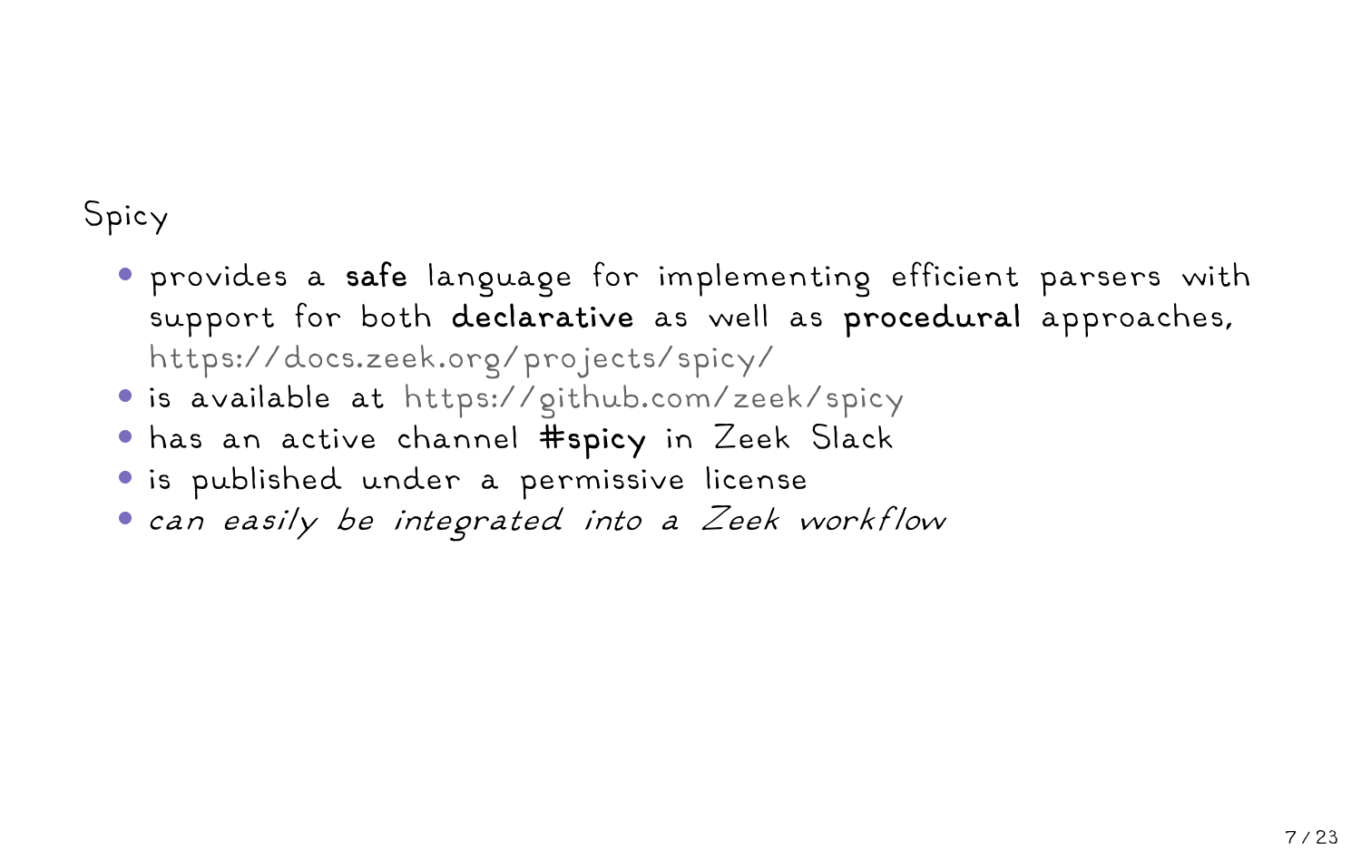Spicy

- provides a **safe** language for implementing efficient parsers with support for both **declarative** as well as **procedural** approaches, https://docs.zeek.org/projects/spicy/
- is available at https://github.com/zeek/spicy
- has an active channel **#spicy** in Zeek Slack
- is published under a permissive license
- *can easily be integrated into a Zeek workflow*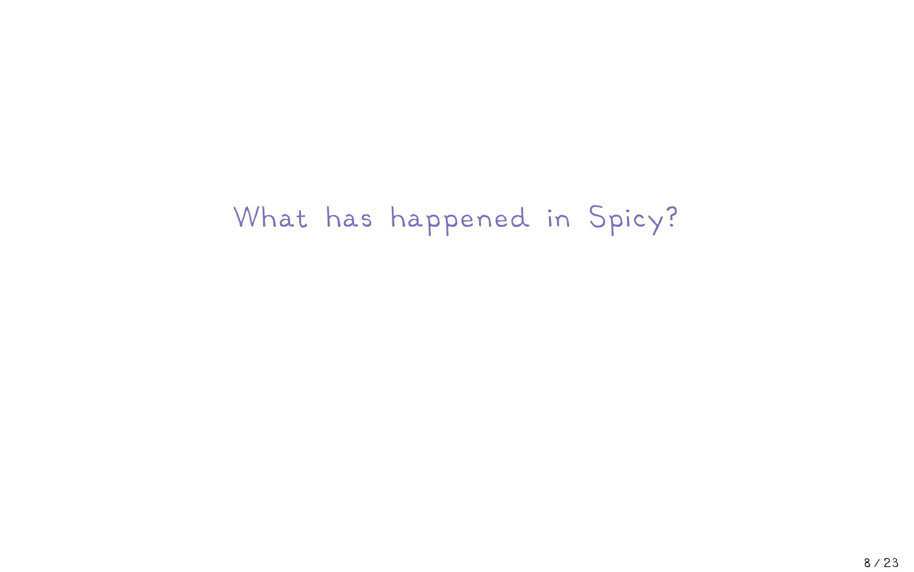# What has happened in Spicy?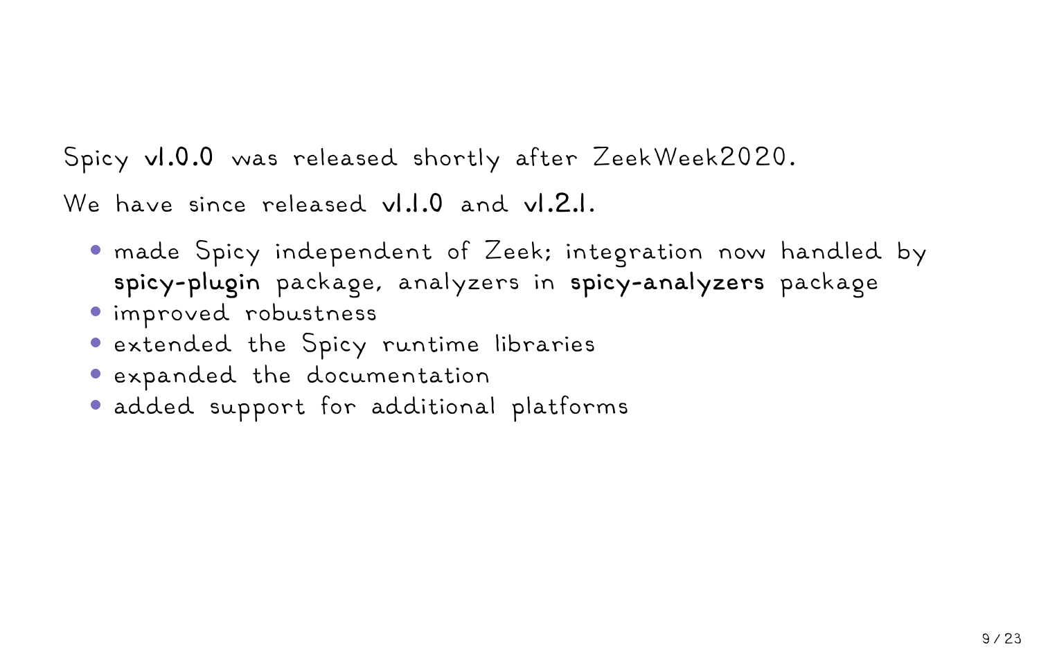Spicy **v1.0.0** was released shortly after ZeekWeek2020.

We have since released **v1.1.0** and **v1.2.1**.

- made Spicy independent of Zeek; integration now handled by **spicy-plugin** package, analyzers in **spicy-analyzers** package
- improved robustness
- extended the Spicy runtime libraries
- expanded the documentation
- added support for additional platforms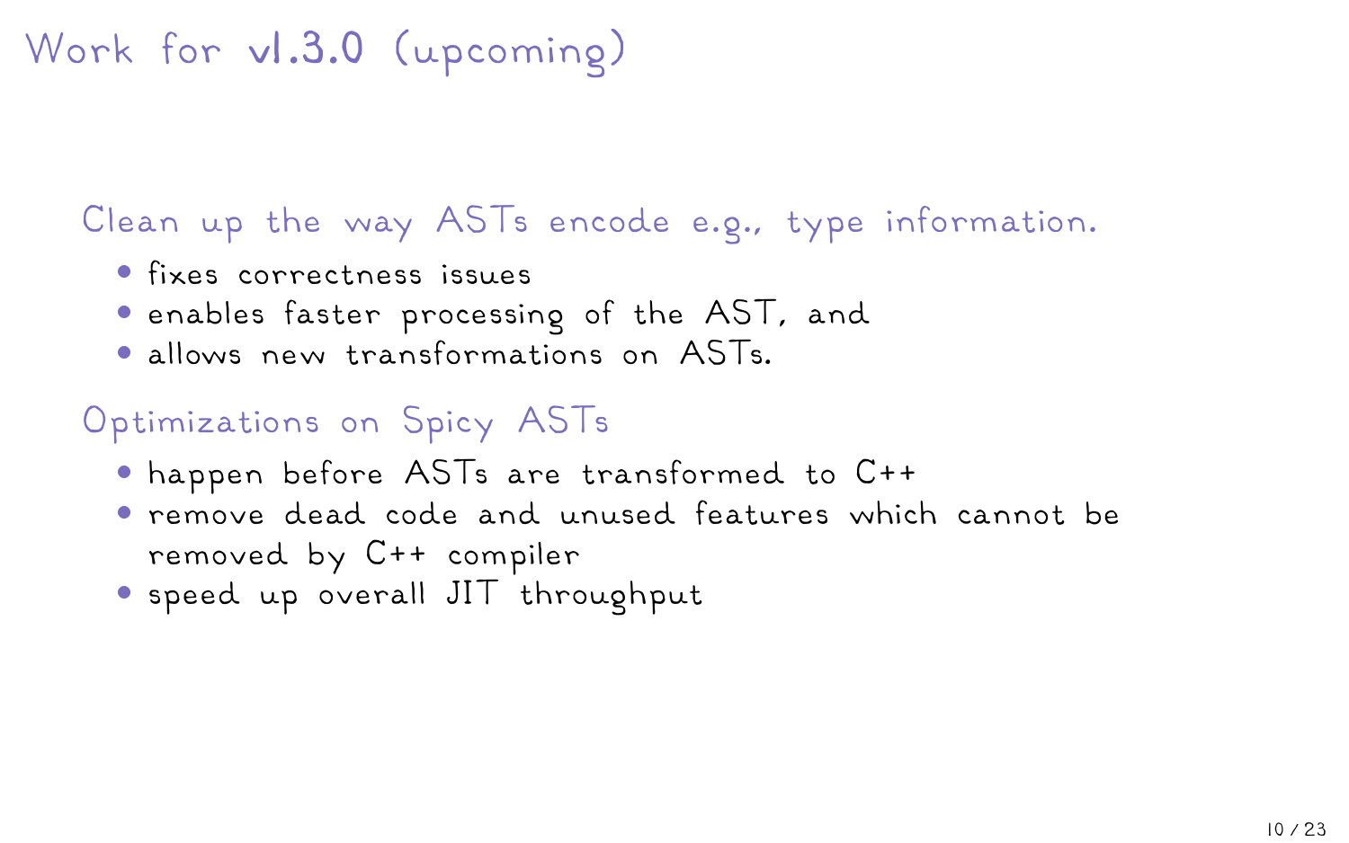# Work for v1.3.0 (upcoming)

## Clean up the way ASTs encode e.g., type information.

- fixes correctness issues
- enables faster processing of the AST, and
- allows new transformations on ASTs.

## Optimizations on Spicy ASTs

- happen before ASTs are transformed to C++
- remove dead code and unused features which cannot be removed by C++ compiler
- speed up overall JIT throughput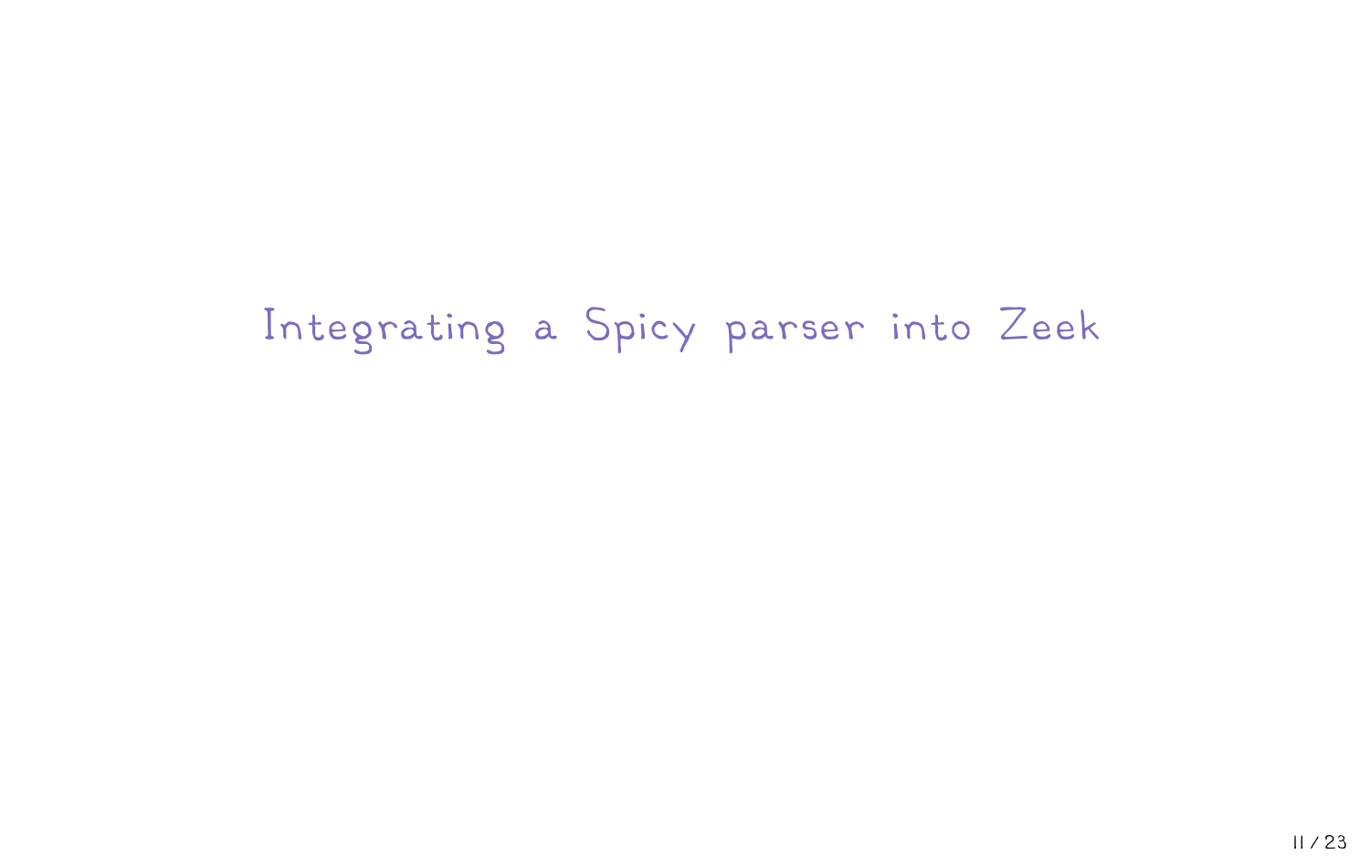# Integrating a Spicy parser into Zeek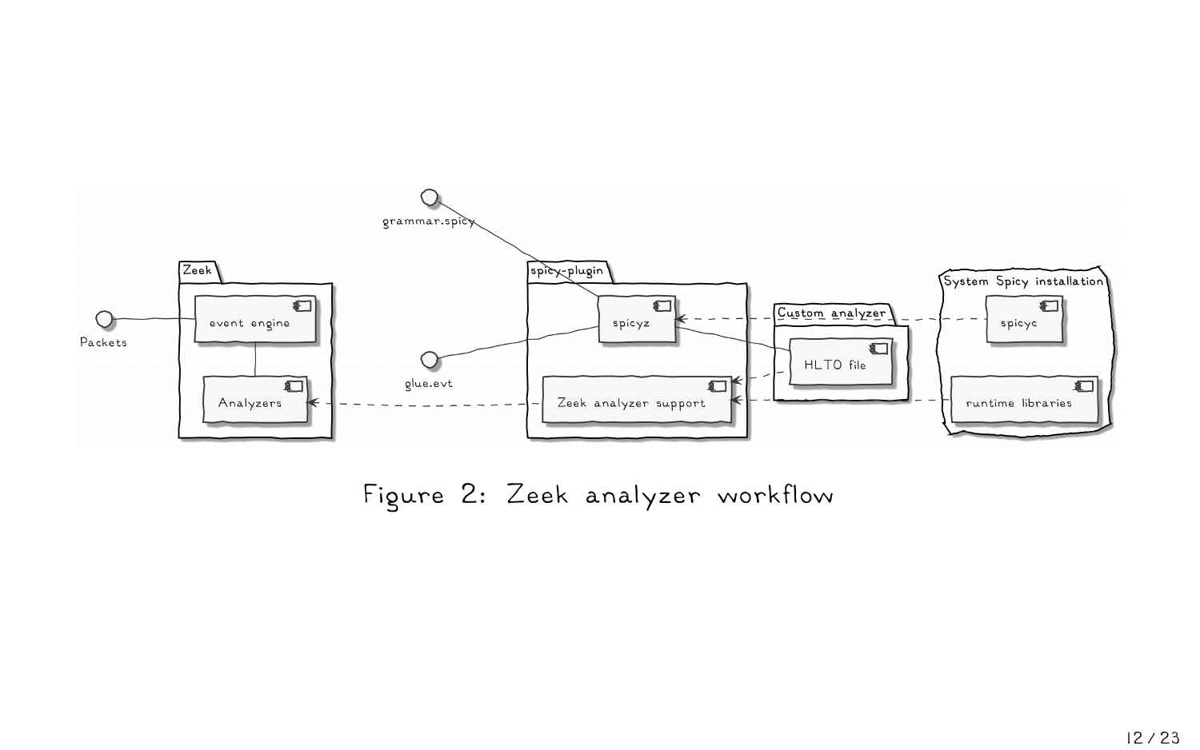Figure 2: Zeek analyzer workflow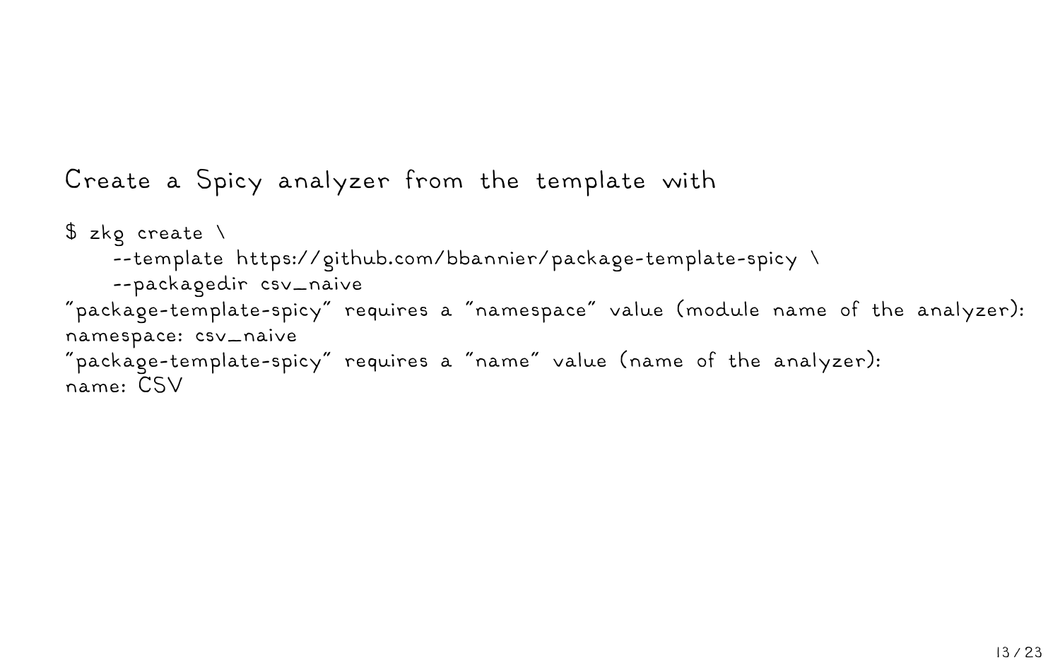Create a Spicy analyzer from the template with

```
$ zkg create \
    --template https://github.com/bbannier/package-template-spicy \
    --packagedir csv_naive
"package-template-spicy" requires a "namespace" value (module name of the analyzer):
namespace: csv_naive
"package-template-spicy" requires a "name" value (name of the analyzer):
name: CSV
```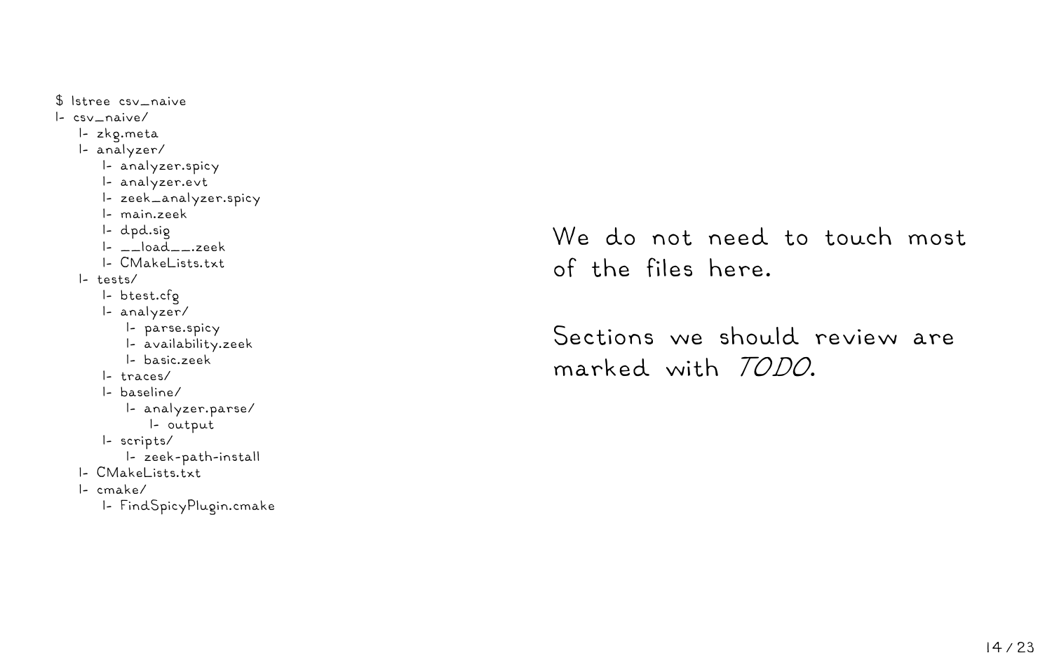```
$ lstree csv_naive
|- csv_naive/
   |- zkg.meta
   |- analyzer/
      |- analyzer.spicy
      |- analyzer.evt
      |- zeek_analyzer.spicy
      |- main.zeek
      |- dpd.sig
      |- __load__.zeek
      |- CMakeLists.txt
   |- tests/
      |- btest.cfg
      |- analyzer/
         |- parse.spicy
         |- availability.zeek
         |- basic.zeek
      |- traces/
      |- baseline/
         |- analyzer.parse/
            |- output
      |- scripts/
         |- zeek-path-install
   |- CMakeLists.txt
   |- cmake/
      |- FindSpicyPlugin.cmake
```

We do not need to touch most of the files here.

Sections we should review are marked with *TODO*.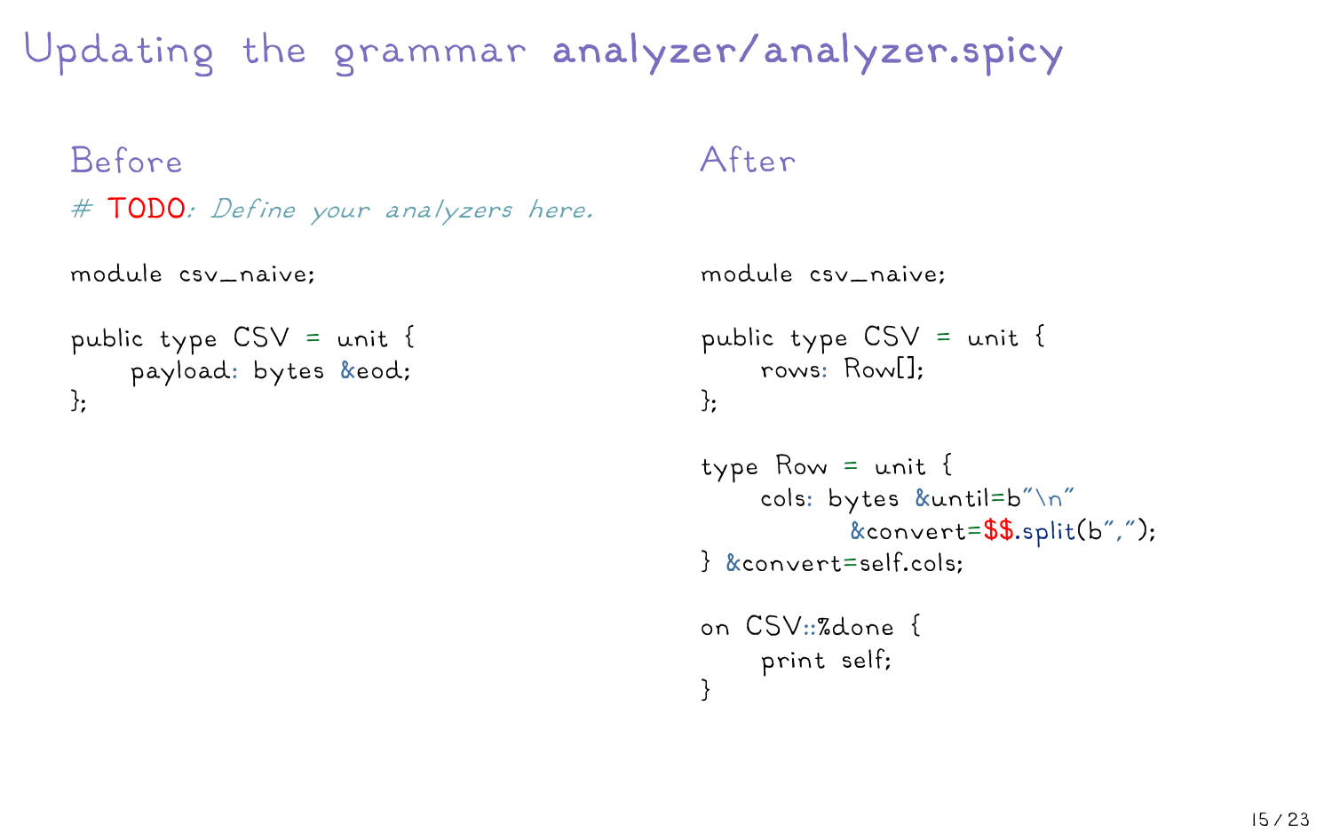# Updating the grammar analyzer/analyzer.spicy

## Before

```
# TODO: Define your analyzers here.

module csv_naive;

public type CSV = unit {
    payload: bytes &eod;
};
```

## After

```
module csv_naive;

public type CSV = unit {
    rows: Row[];
};

type Row = unit {
    cols: bytes &until=b"\n"
          &convert=$$.split(b",");
} &convert=self.cols;

on CSV::%done {
    print self;
}
```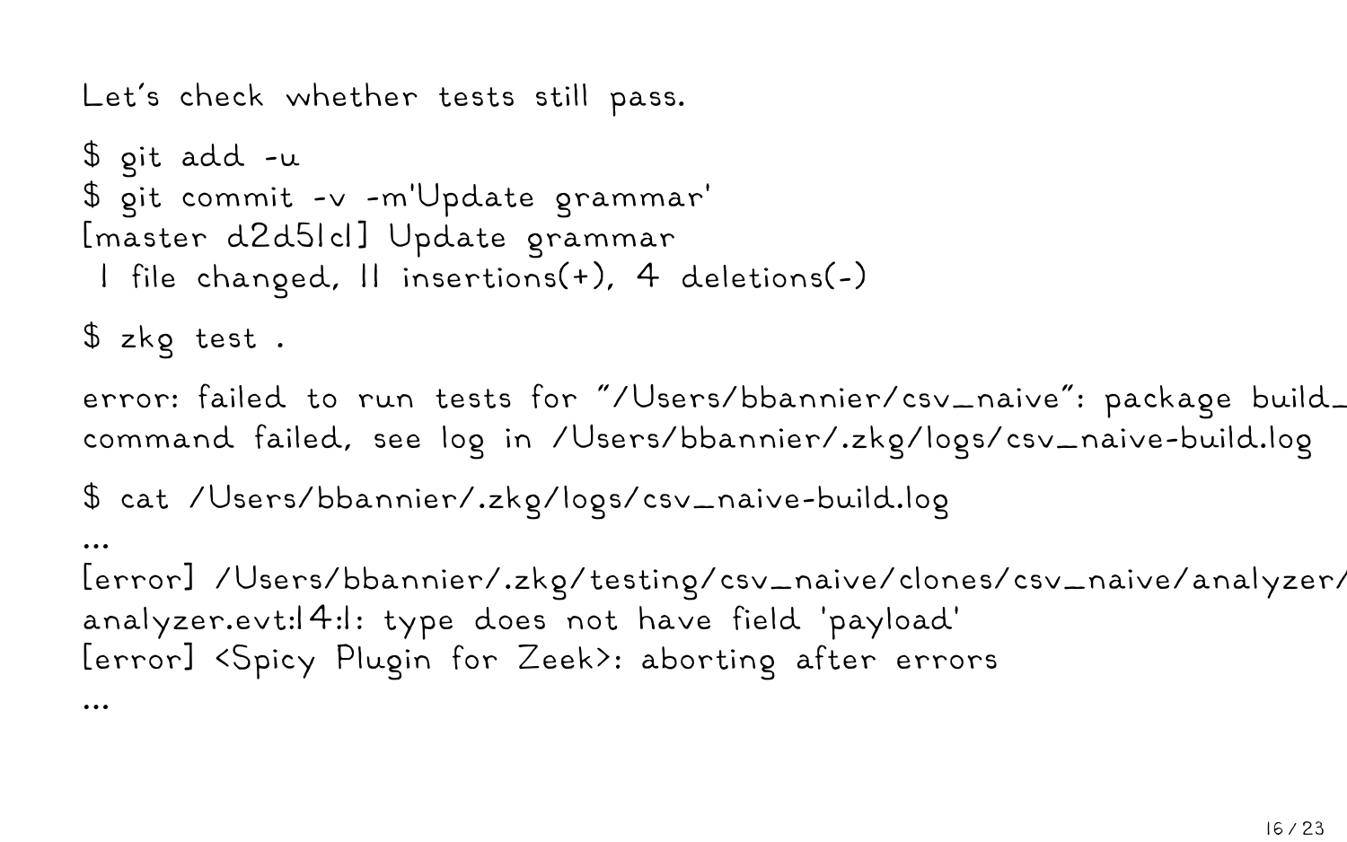Let's check whether tests still pass.

```
$ git add -u
$ git commit -v -m'Update grammar'
[master d2d51c1] Update grammar
 1 file changed, 11 insertions(+), 4 deletions(-)
```

```
$ zkg test .
```

```
error: failed to run tests for "/Users/bbannier/csv_naive": package build_
command failed, see log in /Users/bbannier/.zkg/logs/csv_naive-build.log
```

```
$ cat /Users/bbannier/.zkg/logs/csv_naive-build.log
...
[error] /Users/bbannier/.zkg/testing/csv_naive/clones/csv_naive/analyzer/
analyzer.evt:14:1: type does not have field 'payload'
[error] <Spicy Plugin for Zeek>: aborting after errors
...
```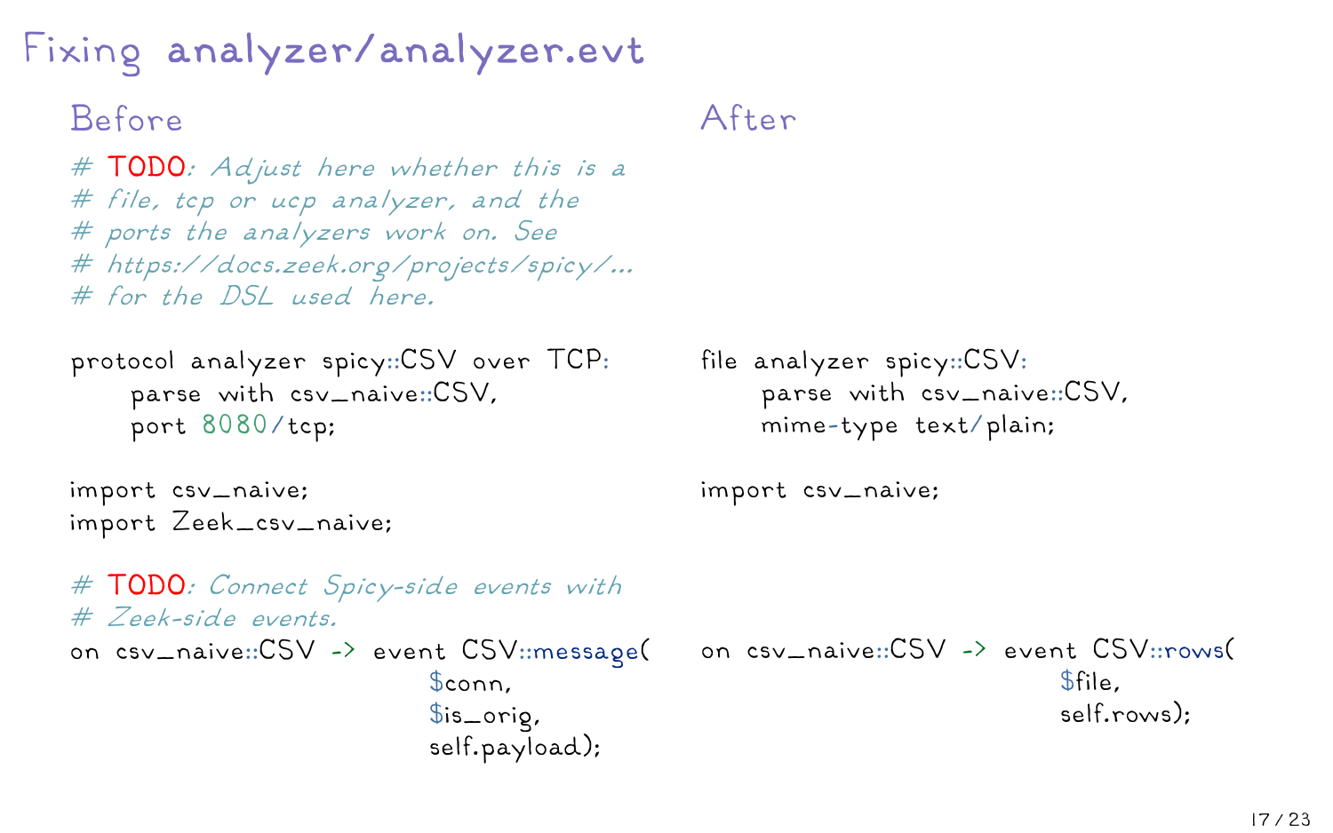# Fixing analyzer/analyzer.evt

## Before

```
# TODO: Adjust here whether this is a
# file, tcp or ucp analyzer, and the
# ports the analyzers work on. See
# https://docs.zeek.org/projects/spicy/...
# for the DSL used here.

protocol analyzer spicy::CSV over TCP:
    parse with csv_naive::CSV,
    port 8080/tcp;

import csv_naive;
import Zeek_csv_naive;

# TODO: Connect Spicy-side events with
# Zeek-side events.
on csv_naive::CSV -> event CSV::message(
                            $conn,
                            $is_orig,
                            self.payload);
```

## After

```
file analyzer spicy::CSV:
    parse with csv_naive::CSV,
    mime-type text/plain;

import csv_naive;

on csv_naive::CSV -> event CSV::rows(
                            $file,
                            self.rows);
```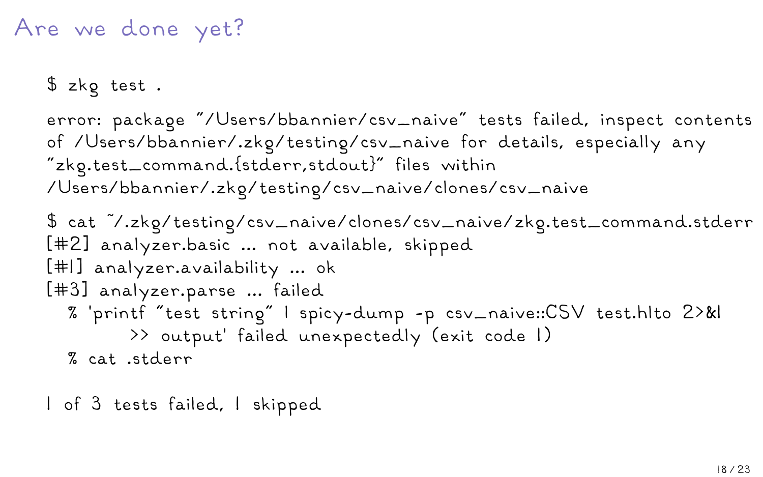# Are we done yet?

```
$ zkg test .

error: package "/Users/bbannier/csv_naive" tests failed, inspect contents
of /Users/bbannier/.zkg/testing/csv_naive for details, especially any
"zkg.test_command.{stderr,stdout}" files within
/Users/bbannier/.zkg/testing/csv_naive/clones/csv_naive

$ cat ~/.zkg/testing/csv_naive/clones/csv_naive/zkg.test_command.stderr
[#2] analyzer.basic ... not available, skipped
[#1] analyzer.availability ... ok
[#3] analyzer.parse ... failed
  % 'printf "test string" | spicy-dump -p csv_naive::CSV test.hlto 2>&1
        >> output' failed unexpectedly (exit code 1)
  % cat .stderr

1 of 3 tests failed, 1 skipped
```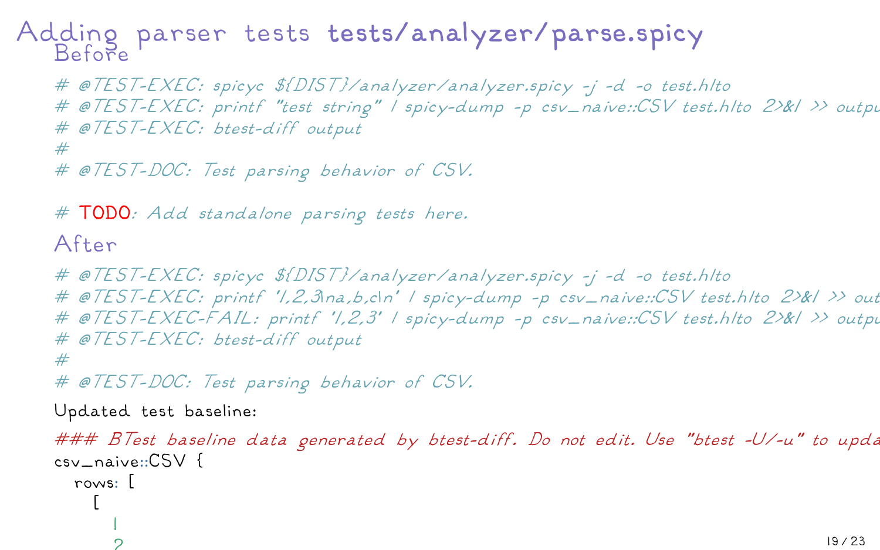# Adding parser tests tests/analyzer/parse.spicy

## Before

```
# @TEST-EXEC: spicyc ${DIST}/analyzer/analyzer.spicy -j -d -o test.hlto
# @TEST-EXEC: printf "test string" | spicy-dump -p csv_naive::CSV test.hlto 2>&1 >> outpu
# @TEST-EXEC: btest-diff output
#
# @TEST-DOC: Test parsing behavior of CSV.

# TODO: Add standalone parsing tests here.
```

## After

```
# @TEST-EXEC: spicyc ${DIST}/analyzer/analyzer.spicy -j -d -o test.hlto
# @TEST-EXEC: printf '1,2,3\na,b,c\n' | spicy-dump -p csv_naive::CSV test.hlto 2>&1 >> out
# @TEST-EXEC-FAIL: printf '1,2,3' | spicy-dump -p csv_naive::CSV test.hlto 2>&1 >> outpu
# @TEST-EXEC: btest-diff output
#
# @TEST-DOC: Test parsing behavior of CSV.
```

Updated test baseline:

```
### BTest baseline data generated by btest-diff. Do not edit. Use "btest -U/-u" to upda
csv_naive::CSV {
  rows: [
    [
      1
      2
```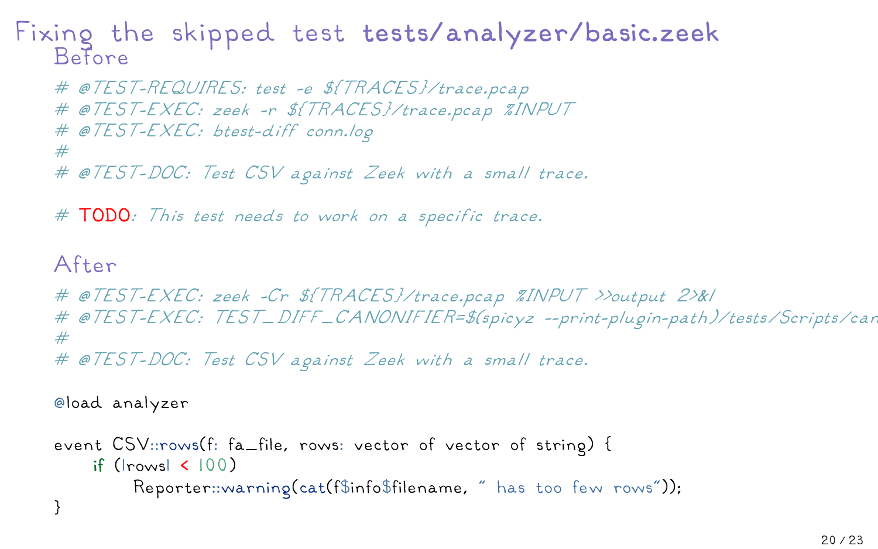# Fixing the skipped test tests/analyzer/basic.zeek

## Before

```
# @TEST-REQUIRES: test -e ${TRACES}/trace.pcap
# @TEST-EXEC: zeek -r ${TRACES}/trace.pcap %INPUT
# @TEST-EXEC: btest-diff conn.log
#
# @TEST-DOC: Test CSV against Zeek with a small trace.

# TODO: This test needs to work on a specific trace.
```

## After

```
# @TEST-EXEC: zeek -Cr ${TRACES}/trace.pcap %INPUT >>output 2>&1
# @TEST-EXEC: TEST_DIFF_CANONIFIER=$(spicyz --print-plugin-path)/tests/Scripts/can
#
# @TEST-DOC: Test CSV against Zeek with a small trace.

@load analyzer

event CSV::rows(f: fa_file, rows: vector of vector of string) {
    if (|rows| < 100)
        Reporter::warning(cat(f$info$filename, " has too few rows"));
}
```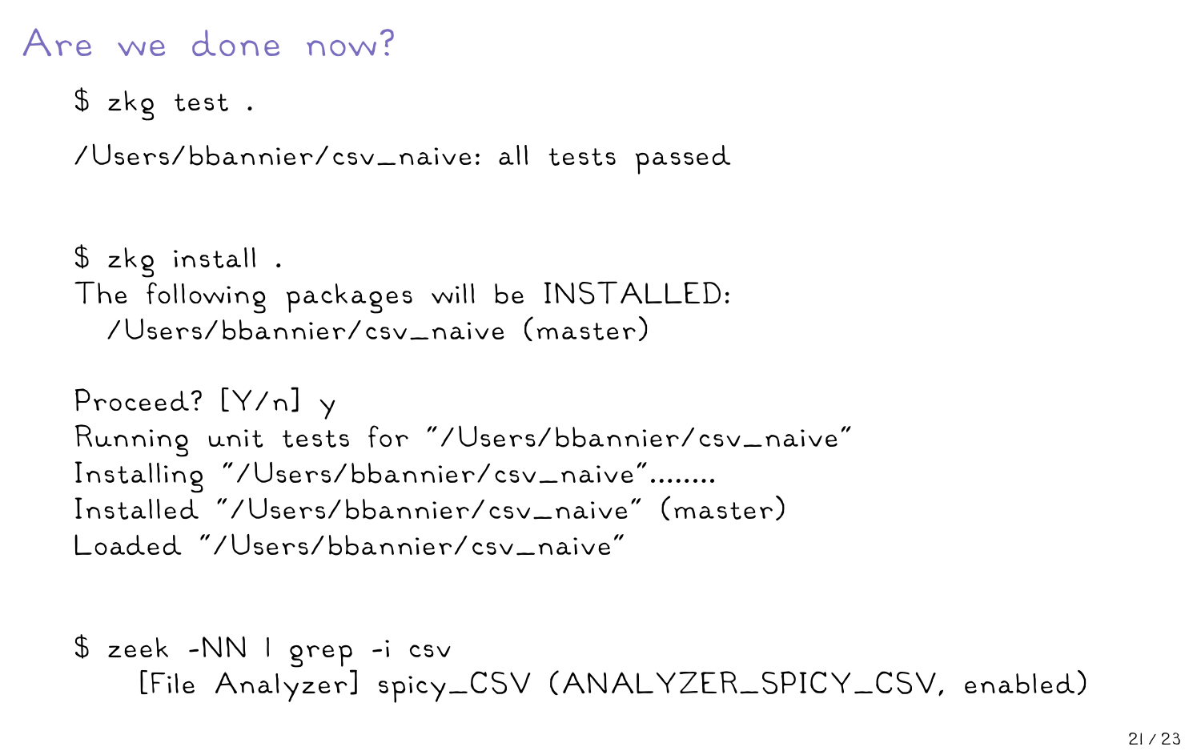# Are we done now?

```
$ zkg test .
/Users/bbannier/csv_naive: all tests passed
```

```
$ zkg install .
The following packages will be INSTALLED:
  /Users/bbannier/csv_naive (master)

Proceed? [Y/n] y
Running unit tests for "/Users/bbannier/csv_naive"
Installing "/Users/bbannier/csv_naive"........
Installed "/Users/bbannier/csv_naive" (master)
Loaded "/Users/bbannier/csv_naive"
```

```
$ zeek -NN | grep -i csv
    [File Analyzer] spicy_CSV (ANALYZER_SPICY_CSV, enabled)
```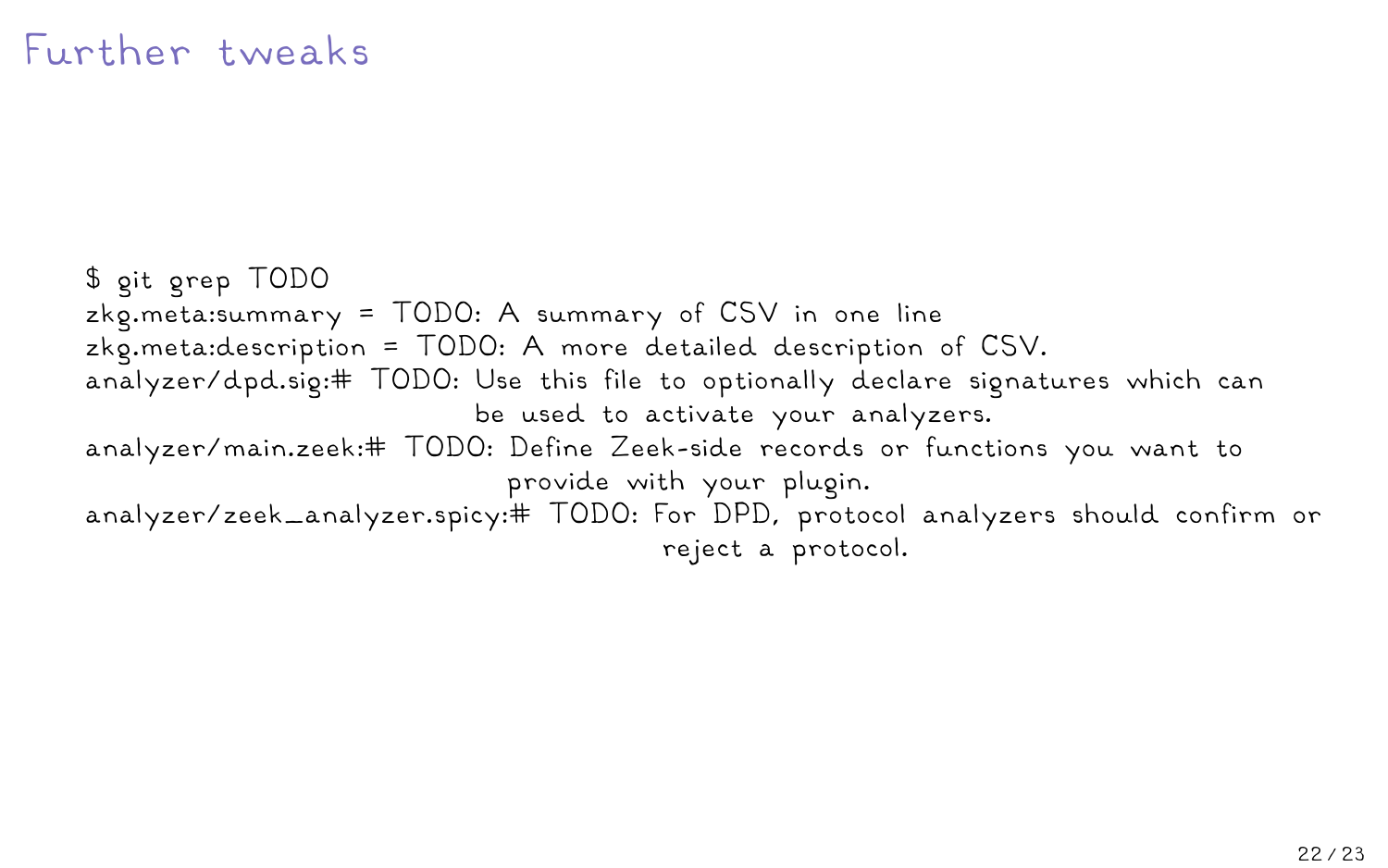# Further tweaks

```
$ git grep TODO
zkg.meta:summary = TODO: A summary of CSV in one line
zkg.meta:description = TODO: A more detailed description of CSV.
analyzer/dpd.sig:# TODO: Use this file to optionally declare signatures which can
                         be used to activate your analyzers.
analyzer/main.zeek:# TODO: Define Zeek-side records or functions you want to
                           provide with your plugin.
analyzer/zeek_analyzer.spicy:# TODO: For DPD, protocol analyzers should confirm or
                                     reject a protocol.
```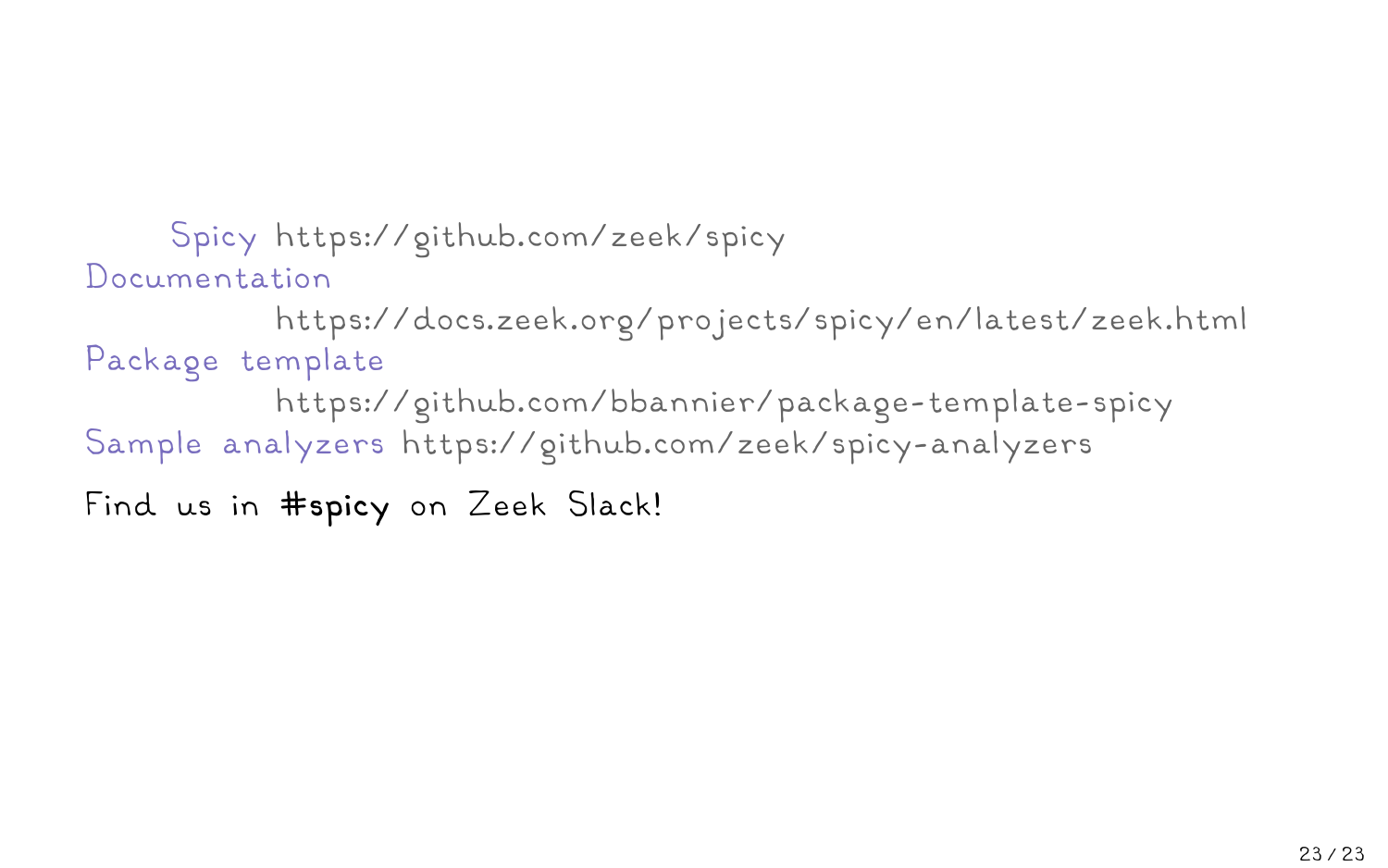**Spicy** https://github.com/zeek/spicy

**Documentation** https://docs.zeek.org/projects/spicy/en/latest/zeek.html

**Package template** https://github.com/bbannier/package-template-spicy

**Sample analyzers** https://github.com/zeek/spicy-analyzers

Find us in **#spicy** on Zeek Slack!